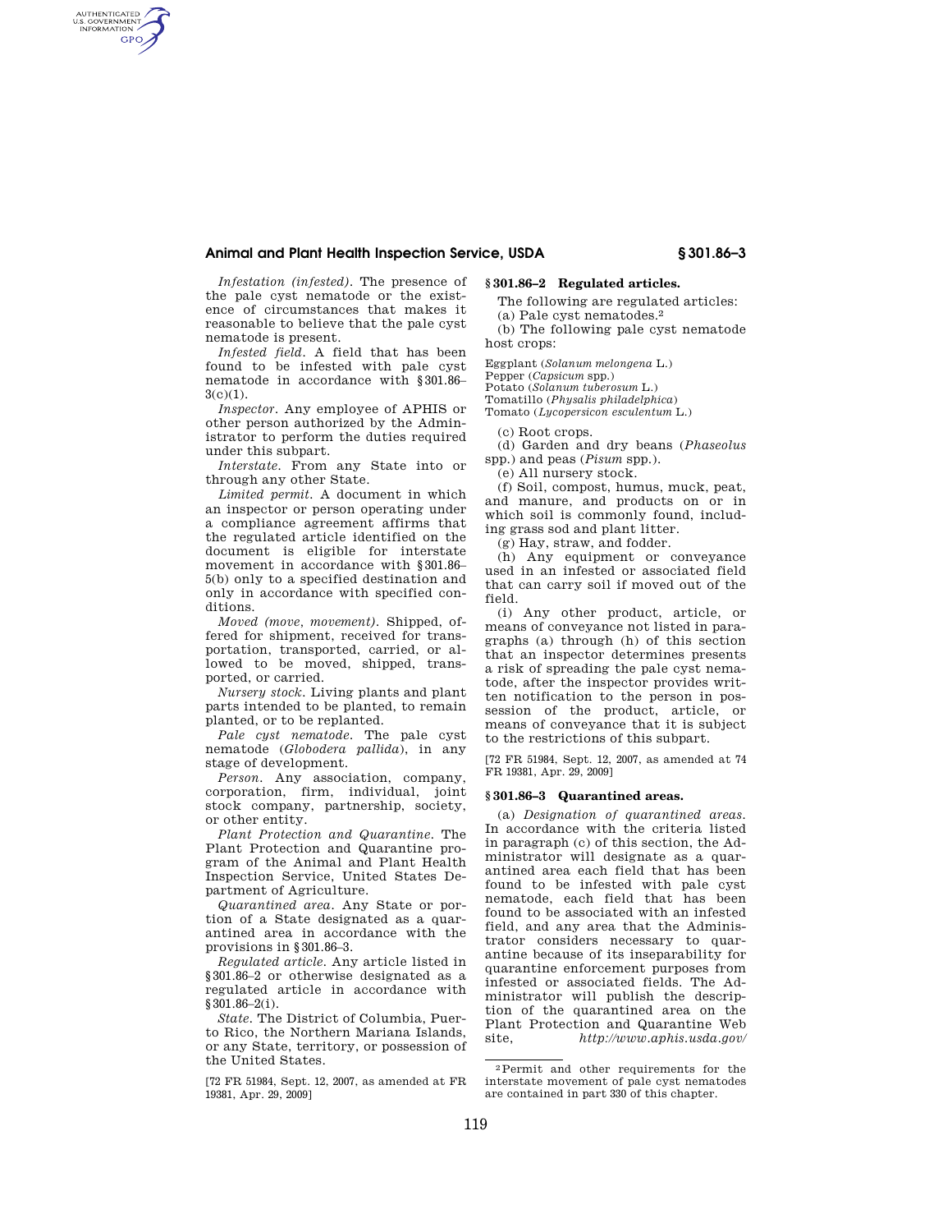*Infestation (infested).* The presence of the pale cyst nematode or the existence of circumstances that makes it reasonable to believe that the pale cyst nematode is present.

*Infested field.* A field that has been found to be infested with pale cyst nematode in accordance with §301.86–3(c)(1).

*Inspector.* Any employee of APHIS or other person authorized by the Administrator to perform the duties required under this subpart.

*Interstate.* From any State into or through any other State.

*Limited permit.* A document in which an inspector or person operating under a compliance agreement affirms that the regulated article identified on the document is eligible for interstate movement in accordance with §301.86–5(b) only to a specified destination and only in accordance with specified conditions.

*Moved (move, movement).* Shipped, offered for shipment, received for transportation, transported, carried, or allowed to be moved, shipped, transported, or carried.

*Nursery stock.* Living plants and plant parts intended to be planted, to remain planted, or to be replanted.

*Pale cyst nematode.* The pale cyst nematode (*Globodera pallida*), in any stage of development.

*Person.* Any association, company, corporation, firm, individual, joint stock company, partnership, society, or other entity.

*Plant Protection and Quarantine.* The Plant Protection and Quarantine program of the Animal and Plant Health Inspection Service, United States Department of Agriculture.

*Quarantined area.* Any State or portion of a State designated as a quarantined area in accordance with the provisions in §301.86–3.

*Regulated article.* Any article listed in §301.86–2 or otherwise designated as a regulated article in accordance with §301.86–2(i).

*State.* The District of Columbia, Puerto Rico, the Northern Mariana Islands, or any State, territory, or possession of the United States.

[72 FR 51984, Sept. 12, 2007, as amended at FR 19381, Apr. 29, 2009]

## §301.86–2 Regulated articles.

The following are regulated articles:

(a) Pale cyst nematodes.[2]

(b) The following pale cyst nematode host crops:

Eggplant (*Solanum melongena* L.)
Pepper (*Capsicum* spp.)
Potato (*Solanum tuberosum* L.)
Tomatillo (*Physalis philadelphica*)
Tomato (*Lycopersicon esculentum* L.)

(c) Root crops.

(d) Garden and dry beans (*Phaseolus* spp.) and peas (*Pisum* spp.).

(e) All nursery stock.

(f) Soil, compost, humus, muck, peat, and manure, and products on or in which soil is commonly found, including grass sod and plant litter.

(g) Hay, straw, and fodder.

(h) Any equipment or conveyance used in an infested or associated field that can carry soil if moved out of the field.

(i) Any other product, article, or means of conveyance not listed in paragraphs (a) through (h) of this section that an inspector determines presents a risk of spreading the pale cyst nematode, after the inspector provides written notification to the person in possession of the product, article, or means of conveyance that it is subject to the restrictions of this subpart.

[72 FR 51984, Sept. 12, 2007, as amended at 74 FR 19381, Apr. 29, 2009]

## §301.86–3 Quarantined areas.

(a) *Designation of quarantined areas.* In accordance with the criteria listed in paragraph (c) of this section, the Administrator will designate as a quarantined area each field that has been found to be infested with pale cyst nematode, each field that has been found to be associated with an infested field, and any area that the Administrator considers necessary to quarantine because of its inseparability for quarantine enforcement purposes from infested or associated fields. The Administrator will publish the description of the quarantined area on the Plant Protection and Quarantine Web site, *http://www.aphis.usda.gov/*

[2] Permit and other requirements for the interstate movement of pale cyst nematodes are contained in part 330 of this chapter.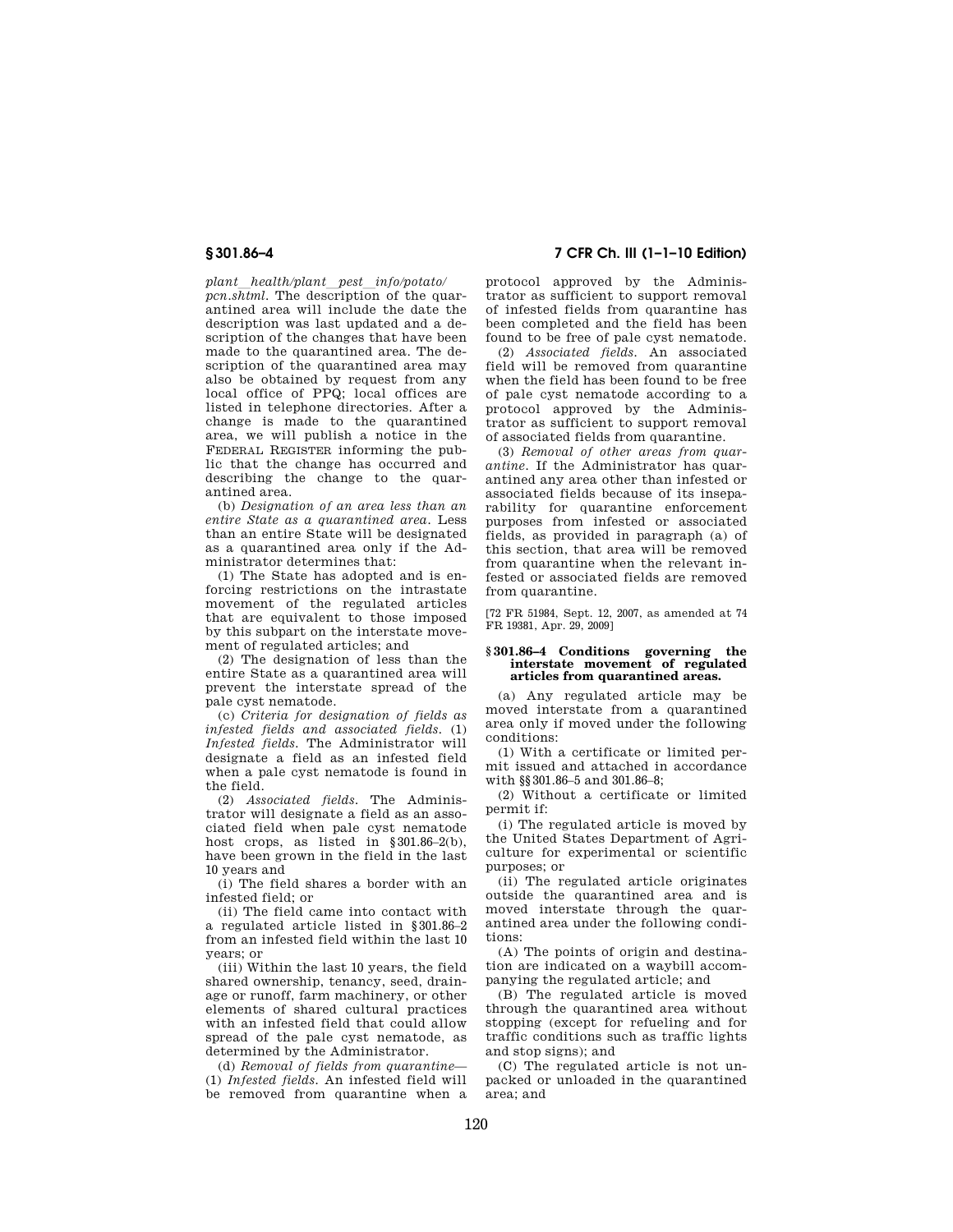*plant_health/plant_pest_info/potato/pcn.shtml.* The description of the quarantined area will include the date the description was last updated and a description of the changes that have been made to the quarantined area. The description of the quarantined area may also be obtained by request from any local office of PPQ; local offices are listed in telephone directories. After a change is made to the quarantined area, we will publish a notice in the FEDERAL REGISTER informing the public that the change has occurred and describing the change to the quarantined area.

(b) *Designation of an area less than an entire State as a quarantined area.* Less than an entire State will be designated as a quarantined area only if the Administrator determines that:

(1) The State has adopted and is enforcing restrictions on the intrastate movement of the regulated articles that are equivalent to those imposed by this subpart on the interstate movement of regulated articles; and

(2) The designation of less than the entire State as a quarantined area will prevent the interstate spread of the pale cyst nematode.

(c) *Criteria for designation of fields as infested fields and associated fields.* (1) *Infested fields.* The Administrator will designate a field as an infested field when a pale cyst nematode is found in the field.

(2) *Associated fields.* The Administrator will designate a field as an associated field when pale cyst nematode host crops, as listed in §301.86–2(b), have been grown in the field in the last 10 years and

(i) The field shares a border with an infested field; or

(ii) The field came into contact with a regulated article listed in §301.86–2 from an infested field within the last 10 years; or

(iii) Within the last 10 years, the field shared ownership, tenancy, seed, drainage or runoff, farm machinery, or other elements of shared cultural practices with an infested field that could allow spread of the pale cyst nematode, as determined by the Administrator.

(d) *Removal of fields from quarantine*—(1) *Infested fields.* An infested field will be removed from quarantine when a protocol approved by the Administrator as sufficient to support removal of infested fields from quarantine has been completed and the field has been found to be free of pale cyst nematode.

(2) *Associated fields.* An associated field will be removed from quarantine when the field has been found to be free of pale cyst nematode according to a protocol approved by the Administrator as sufficient to support removal of associated fields from quarantine.

(3) *Removal of other areas from quarantine.* If the Administrator has quarantined any area other than infested or associated fields because of its inseparability for quarantine enforcement purposes from infested or associated fields, as provided in paragraph (a) of this section, that area will be removed from quarantine when the relevant infested or associated fields are removed from quarantine.

[72 FR 51984, Sept. 12, 2007, as amended at 74 FR 19381, Apr. 29, 2009]

## §301.86–4 Conditions governing the interstate movement of regulated articles from quarantined areas.

(a) Any regulated article may be moved interstate from a quarantined area only if moved under the following conditions:

(1) With a certificate or limited permit issued and attached in accordance with §§301.86–5 and 301.86–8;

(2) Without a certificate or limited permit if:

(i) The regulated article is moved by the United States Department of Agriculture for experimental or scientific purposes; or

(ii) The regulated article originates outside the quarantined area and is moved interstate through the quarantined area under the following conditions:

(A) The points of origin and destination are indicated on a waybill accompanying the regulated article; and

(B) The regulated article is moved through the quarantined area without stopping (except for refueling and for traffic conditions such as traffic lights and stop signs); and

(C) The regulated article is not unpacked or unloaded in the quarantined area; and